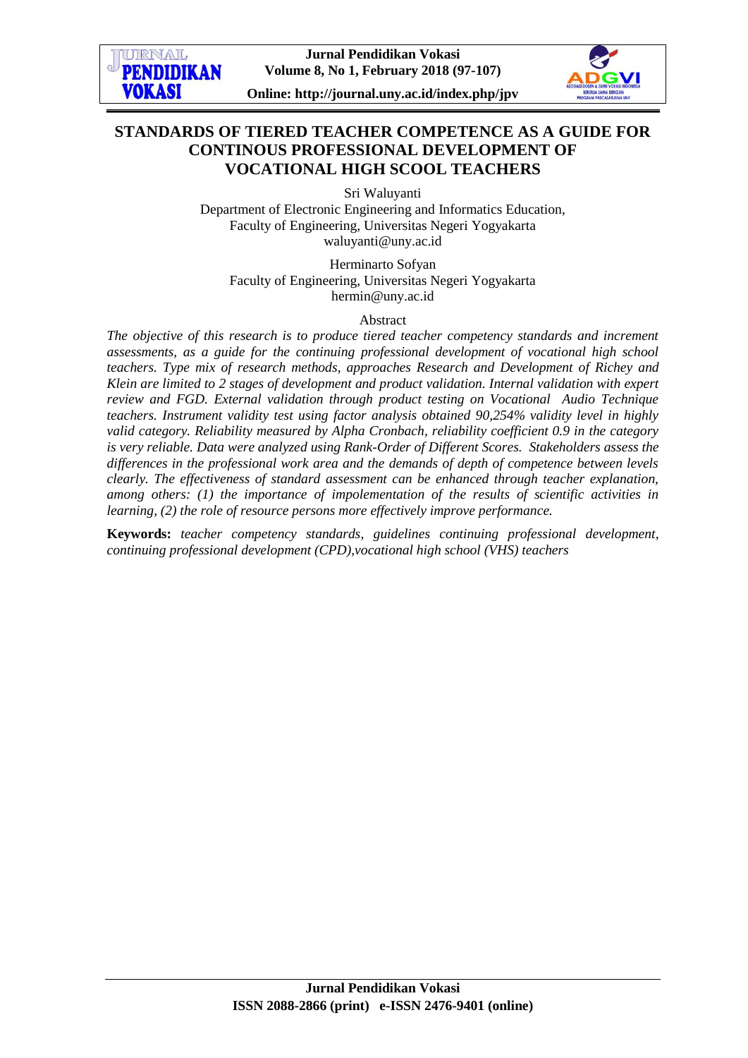# STANDARDS OF TIERED TEACHER COMPETENCE AS A GUIDE FOR CONTINOUS PROFESSIONAL DEVELOPMENT OF VOCATIONAL HIGH SCOOL TEACHERS

Sri Waluyanti
Department of Electronic Engineering and Informatics Education,
Faculty of Engineering, Universitas Negeri Yogyakarta
waluyanti@uny.ac.id

Herminarto Sofyan
Faculty of Engineering, Universitas Negeri Yogyakarta
hermin@uny.ac.id

## Abstract

*The objective of this research is to produce tiered teacher competency standards and increment assessments, as a guide for the continuing professional development of vocational high school teachers. Type mix of research methods, approaches Research and Development of Richey and Klein are limited to 2 stages of development and product validation. Internal validation with expert review and FGD. External validation through product testing on Vocational Audio Technique teachers. Instrument validity test using factor analysis obtained 90,254% validity level in highly valid category. Reliability measured by Alpha Cronbach, reliability coefficient 0.9 in the category is very reliable. Data were analyzed using Rank-Order of Different Scores. Stakeholders assess the differences in the professional work area and the demands of depth of competence between levels clearly. The effectiveness of standard assessment can be enhanced through teacher explanation, among others: (1) the importance of impolementation of the results of scientific activities in learning, (2) the role of resource persons more effectively improve performance.*

**Keywords:** *teacher competency standards, guidelines continuing professional development, continuing professional development (CPD),vocational high school (VHS) teachers*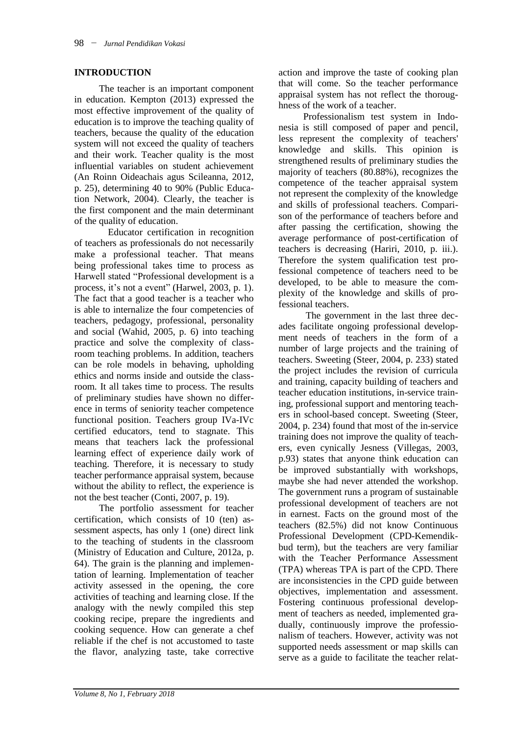## INTRODUCTION

The teacher is an important component in education. Kempton (2013) expressed the most effective improvement of the quality of education is to improve the teaching quality of teachers, because the quality of the education system will not exceed the quality of teachers and their work. Teacher quality is the most influential variables on student achievement (An Roinn Oideachais agus Scileanna, 2012, p. 25), determining 40 to 90% (Public Education Network, 2004). Clearly, the teacher is the first component and the main determinant of the quality of education.

Educator certification in recognition of teachers as professionals do not necessarily make a professional teacher. That means being professional takes time to process as Harwell stated "Professional development is a process, it's not a event" (Harwel, 2003, p. 1). The fact that a good teacher is a teacher who is able to internalize the four competencies of teachers, pedagogy, professional, personality and social (Wahid, 2005, p. 6) into teaching practice and solve the complexity of classroom teaching problems. In addition, teachers can be role models in behaving, upholding ethics and norms inside and outside the classroom. It all takes time to process. The results of preliminary studies have shown no difference in terms of seniority teacher competence functional position. Teachers group IVa-IVc certified educators, tend to stagnate. This means that teachers lack the professional learning effect of experience daily work of teaching. Therefore, it is necessary to study teacher performance appraisal system, because without the ability to reflect, the experience is not the best teacher (Conti, 2007, p. 19).

The portfolio assessment for teacher certification, which consists of 10 (ten) assessment aspects, has only 1 (one) direct link to the teaching of students in the classroom (Ministry of Education and Culture, 2012a, p. 64). The grain is the planning and implementation of learning. Implementation of teacher activity assessed in the opening, the core activities of teaching and learning close. If the analogy with the newly compiled this step cooking recipe, prepare the ingredients and cooking sequence. How can generate a chef reliable if the chef is not accustomed to taste the flavor, analyzing taste, take corrective action and improve the taste of cooking plan that will come. So the teacher performance appraisal system has not reflect the thoroughness of the work of a teacher.

Professionalism test system in Indonesia is still composed of paper and pencil, less represent the complexity of teachers' knowledge and skills. This opinion is strengthened results of preliminary studies the majority of teachers (80.88%), recognizes the competence of the teacher appraisal system not represent the complexity of the knowledge and skills of professional teachers. Comparison of the performance of teachers before and after passing the certification, showing the average performance of post-certification of teachers is decreasing (Hariri, 2010, p. iii.). Therefore the system qualification test professional competence of teachers need to be developed, to be able to measure the complexity of the knowledge and skills of professional teachers.

The government in the last three decades facilitate ongoing professional development needs of teachers in the form of a number of large projects and the training of teachers. Sweeting (Steer, 2004, p. 233) stated the project includes the revision of curricula and training, capacity building of teachers and teacher education institutions, in-service training, professional support and mentoring teachers in school-based concept. Sweeting (Steer, 2004, p. 234) found that most of the in-service training does not improve the quality of teachers, even cynically Jesness (Villegas, 2003, p.93) states that anyone think education can be improved substantially with workshops, maybe she had never attended the workshop. The government runs a program of sustainable professional development of teachers are not in earnest. Facts on the ground most of the teachers (82.5%) did not know Continuous Professional Development (CPD-Kemendikbud term), but the teachers are very familiar with the Teacher Performance Assessment (TPA) whereas TPA is part of the CPD. There are inconsistencies in the CPD guide between objectives, implementation and assessment. Fostering continuous professional development of teachers as needed, implemented gradually, continuously improve the professionalism of teachers. However, activity was not supported needs assessment or map skills can serve as a guide to facilitate the teacher relat-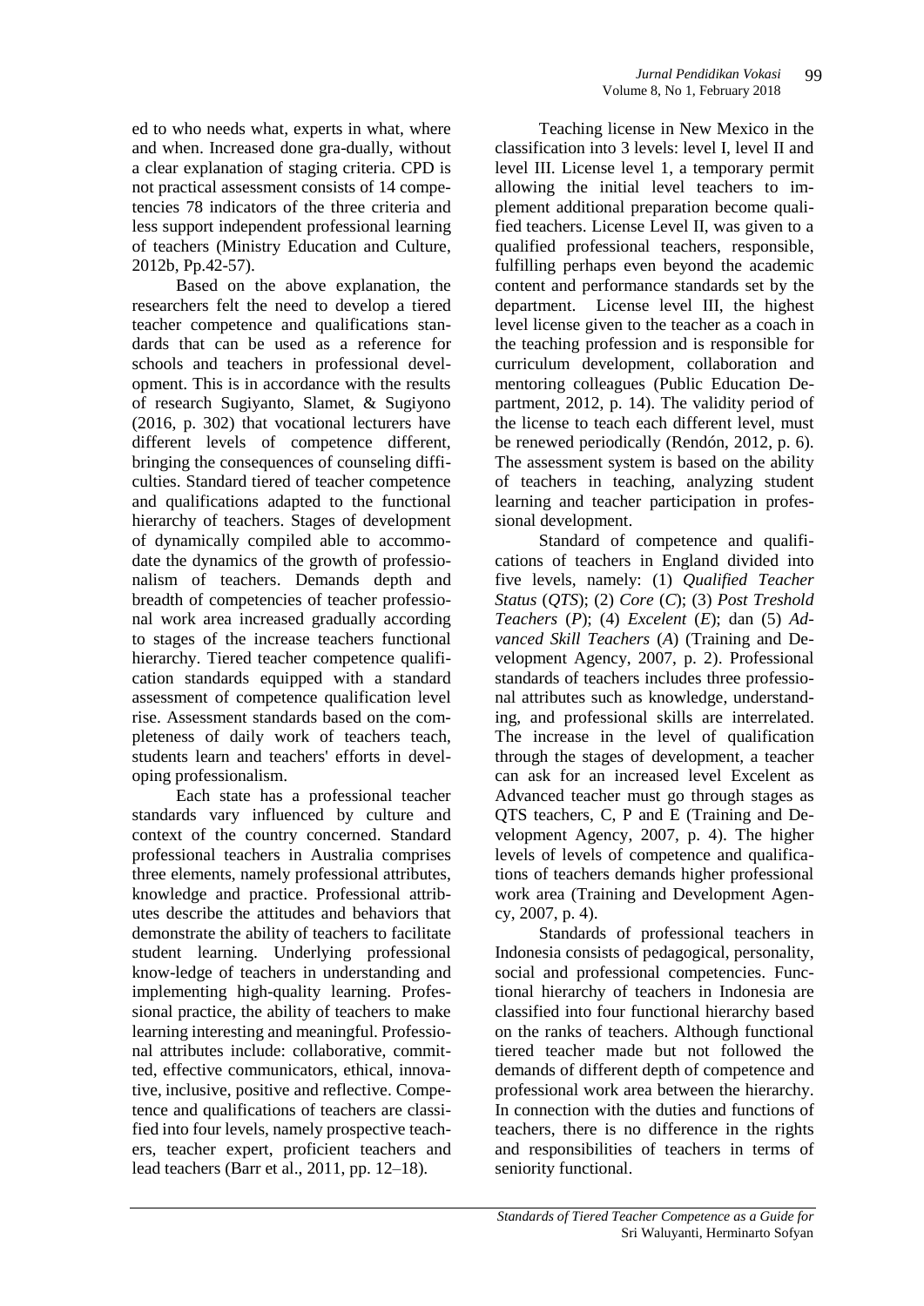ed to who needs what, experts in what, where and when. Increased done gra-dually, without a clear explanation of staging criteria. CPD is not practical assessment consists of 14 competencies 78 indicators of the three criteria and less support independent professional learning of teachers (Ministry Education and Culture, 2012b, Pp.42-57).

Based on the above explanation, the researchers felt the need to develop a tiered teacher competence and qualifications standards that can be used as a reference for schools and teachers in professional development. This is in accordance with the results of research Sugiyanto, Slamet, & Sugiyono (2016, p. 302) that vocational lecturers have different levels of competence different, bringing the consequences of counseling difficulties. Standard tiered of teacher competence and qualifications adapted to the functional hierarchy of teachers. Stages of development of dynamically compiled able to accommodate the dynamics of the growth of professionalism of teachers. Demands depth and breadth of competencies of teacher professional work area increased gradually according to stages of the increase teachers functional hierarchy. Tiered teacher competence qualification standards equipped with a standard assessment of competence qualification level rise. Assessment standards based on the completeness of daily work of teachers teach, students learn and teachers' efforts in developing professionalism.

Each state has a professional teacher standards vary influenced by culture and context of the country concerned. Standard professional teachers in Australia comprises three elements, namely professional attributes, knowledge and practice. Professional attributes describe the attitudes and behaviors that demonstrate the ability of teachers to facilitate student learning. Underlying professional know-ledge of teachers in understanding and implementing high-quality learning. Professional practice, the ability of teachers to make learning interesting and meaningful. Professional attributes include: collaborative, committed, effective communicators, ethical, innovative, inclusive, positive and reflective. Competence and qualifications of teachers are classified into four levels, namely prospective teachers, teacher expert, proficient teachers and lead teachers (Barr et al., 2011, pp. 12–18).

Teaching license in New Mexico in the classification into 3 levels: level I, level II and level III. License level 1, a temporary permit allowing the initial level teachers to implement additional preparation become qualified teachers. License Level II, was given to a qualified professional teachers, responsible, fulfilling perhaps even beyond the academic content and performance standards set by the department. License level III, the highest level license given to the teacher as a coach in the teaching profession and is responsible for curriculum development, collaboration and mentoring colleagues (Public Education Department, 2012, p. 14). The validity period of the license to teach each different level, must be renewed periodically (Rendón, 2012, p. 6). The assessment system is based on the ability of teachers in teaching, analyzing student learning and teacher participation in professional development.

Standard of competence and qualifications of teachers in England divided into five levels, namely: (1) *Qualified Teacher Status* (*QTS*); (2) *Core* (*C*); (3) *Post Treshold Teachers* (*P*); (4) *Excelent* (*E*); dan (5) *Advanced Skill Teachers* (*A*) (Training and Development Agency, 2007, p. 2). Professional standards of teachers includes three professional attributes such as knowledge, understanding, and professional skills are interrelated. The increase in the level of qualification through the stages of development, a teacher can ask for an increased level Excelent as Advanced teacher must go through stages as QTS teachers, C, P and E (Training and Development Agency, 2007, p. 4). The higher levels of levels of competence and qualifications of teachers demands higher professional work area (Training and Development Agency, 2007, p. 4).

Standards of professional teachers in Indonesia consists of pedagogical, personality, social and professional competencies. Functional hierarchy of teachers in Indonesia are classified into four functional hierarchy based on the ranks of teachers. Although functional tiered teacher made but not followed the demands of different depth of competence and professional work area between the hierarchy. In connection with the duties and functions of teachers, there is no difference in the rights and responsibilities of teachers in terms of seniority functional.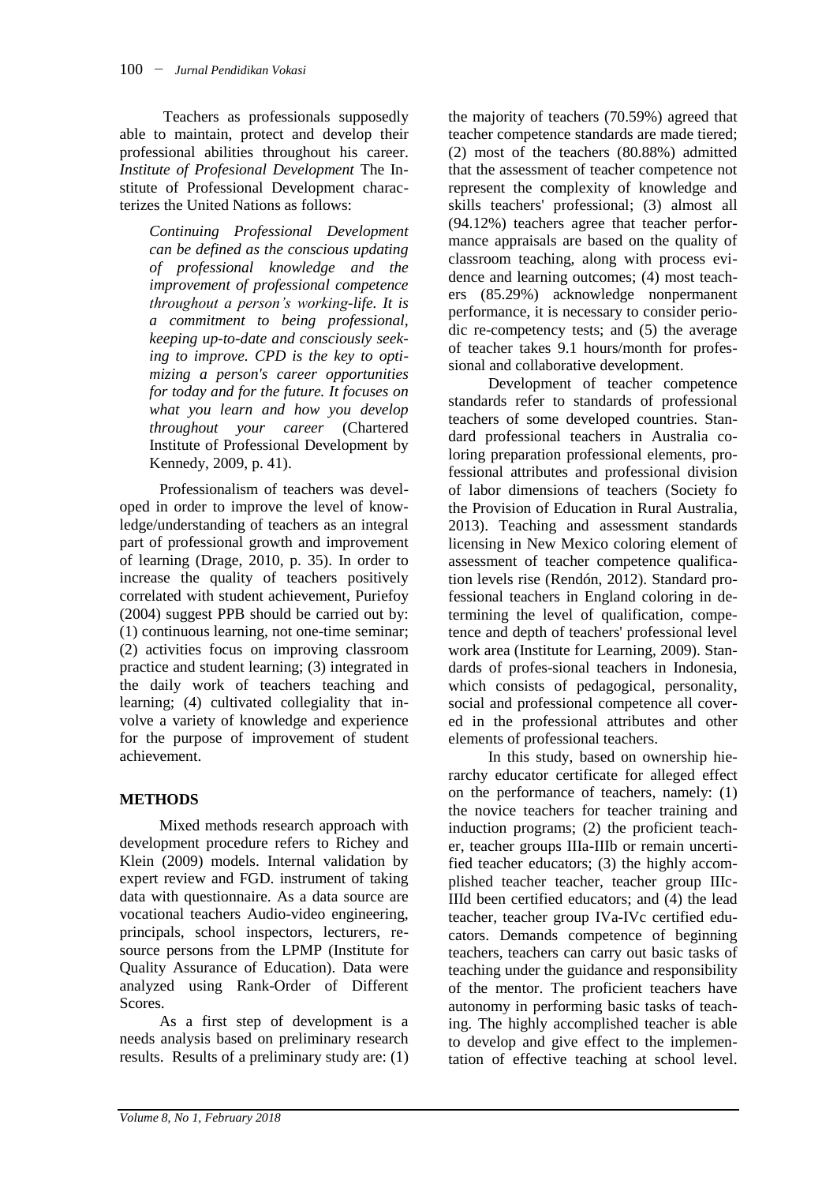Teachers as professionals supposedly able to maintain, protect and develop their professional abilities throughout his career. *Institute of Profesional Development* The Institute of Professional Development characterizes the United Nations as follows:

> *Continuing Professional Development can be defined as the conscious updating of professional knowledge and the improvement of professional competence throughout a person's working-life. It is a commitment to being professional, keeping up-to-date and consciously seeking to improve. CPD is the key to optimizing a person's career opportunities for today and for the future. It focuses on what you learn and how you develop throughout your career* (Chartered Institute of Professional Development by Kennedy, 2009, p. 41).

Professionalism of teachers was developed in order to improve the level of knowledge/understanding of teachers as an integral part of professional growth and improvement of learning (Drage, 2010, p. 35). In order to increase the quality of teachers positively correlated with student achievement, Puriefoy (2004) suggest PPB should be carried out by: (1) continuous learning, not one-time seminar; (2) activities focus on improving classroom practice and student learning; (3) integrated in the daily work of teachers teaching and learning; (4) cultivated collegiality that involve a variety of knowledge and experience for the purpose of improvement of student achievement.

## METHODS

Mixed methods research approach with development procedure refers to Richey and Klein (2009) models. Internal validation by expert review and FGD. instrument of taking data with questionnaire. As a data source are vocational teachers Audio-video engineering, principals, school inspectors, lecturers, resource persons from the LPMP (Institute for Quality Assurance of Education). Data were analyzed using Rank-Order of Different Scores.

As a first step of development is a needs analysis based on preliminary research results. Results of a preliminary study are: (1) the majority of teachers (70.59%) agreed that teacher competence standards are made tiered; (2) most of the teachers (80.88%) admitted that the assessment of teacher competence not represent the complexity of knowledge and skills teachers' professional; (3) almost all (94.12%) teachers agree that teacher performance appraisals are based on the quality of classroom teaching, along with process evidence and learning outcomes; (4) most teachers (85.29%) acknowledge nonpermanent performance, it is necessary to consider periodic re-competency tests; and (5) the average of teacher takes 9.1 hours/month for professional and collaborative development.

Development of teacher competence standards refer to standards of professional teachers of some developed countries. Standard professional teachers in Australia coloring preparation professional elements, professional attributes and professional division of labor dimensions of teachers (Society fo the Provision of Education in Rural Australia, 2013). Teaching and assessment standards licensing in New Mexico coloring element of assessment of teacher competence qualification levels rise (Rendón, 2012). Standard professional teachers in England coloring in determining the level of qualification, competence and depth of teachers' professional level work area (Institute for Learning, 2009). Standards of profes-sional teachers in Indonesia, which consists of pedagogical, personality, social and professional competence all covered in the professional attributes and other elements of professional teachers.

In this study, based on ownership hierarchy educator certificate for alleged effect on the performance of teachers, namely: (1) the novice teachers for teacher training and induction programs; (2) the proficient teacher, teacher groups IIIa-IIIb or remain uncertified teacher educators; (3) the highly accomplished teacher teacher, teacher group IIIc-IIId been certified educators; and (4) the lead teacher, teacher group IVa-IVc certified educators. Demands competence of beginning teachers, teachers can carry out basic tasks of teaching under the guidance and responsibility of the mentor. The proficient teachers have autonomy in performing basic tasks of teaching. The highly accomplished teacher is able to develop and give effect to the implementation of effective teaching at school level.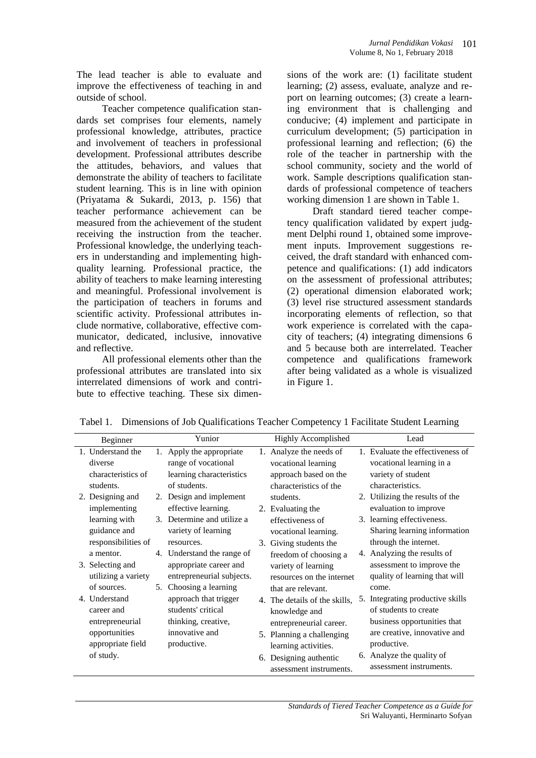The lead teacher is able to evaluate and improve the effectiveness of teaching in and outside of school.

Teacher competence qualification standards set comprises four elements, namely professional knowledge, attributes, practice and involvement of teachers in professional development. Professional attributes describe the attitudes, behaviors, and values that demonstrate the ability of teachers to facilitate student learning. This is in line with opinion (Priyatama & Sukardi, 2013, p. 156) that teacher performance achievement can be measured from the achievement of the student receiving the instruction from the teacher. Professional knowledge, the underlying teachers in understanding and implementing high-quality learning. Professional practice, the ability of teachers to make learning interesting and meaningful. Professional involvement is the participation of teachers in forums and scientific activity. Professional attributes include normative, collaborative, effective communicator, dedicated, inclusive, innovative and reflective.

All professional elements other than the professional attributes are translated into six interrelated dimensions of work and contribute to effective teaching. These six dimensions of the work are: (1) facilitate student learning; (2) assess, evaluate, analyze and report on learning outcomes; (3) create a learning environment that is challenging and conducive; (4) implement and participate in curriculum development; (5) participation in professional learning and reflection; (6) the role of the teacher in partnership with the school community, society and the world of work. Sample descriptions qualification standards of professional competence of teachers working dimension 1 are shown in Table 1.

Draft standard tiered teacher competency qualification validated by expert judgment Delphi round 1, obtained some improvement inputs. Improvement suggestions received, the draft standard with enhanced competence and qualifications: (1) add indicators on the assessment of professional attributes; (2) operational dimension elaborated work; (3) level rise structured assessment standards incorporating elements of reflection, so that work experience is correlated with the capacity of teachers; (4) integrating dimensions 6 and 5 because both are interrelated. Teacher competence and qualifications framework after being validated as a whole is visualized in Figure 1.

Tabel 1. Dimensions of Job Qualifications Teacher Competency 1 Facilitate Student Learning

| Beginner | Yunior | Highly Accomplished | Lead |
|---|---|---|---|
| 1. Understand the diverse characteristics of students.<br>2. Designing and implementing learning with guidance and responsibilities of a mentor.<br>3. Selecting and utilizing a variety of sources.<br>4. Understand career and entrepreneurial opportunities appropriate field of study. | 1. Apply the appropriate range of vocational learning characteristics of students.<br>2. Design and implement effective learning.<br>3. Determine and utilize a variety of learning resources.<br>4. Understand the range of appropriate career and entrepreneurial subjects.<br>5. Choosing a learning approach that trigger students' critical thinking, creative, innovative and productive. | 1. Analyze the needs of vocational learning approach based on the characteristics of the students.<br>2. Evaluating the effectiveness of vocational learning.<br>3. Giving students the freedom of choosing a variety of learning resources on the internet that are relevant.<br>4. The details of the skills, knowledge and entrepreneurial career.<br>5. Planning a challenging learning activities.<br>6. Designing authentic assessment instruments. | 1. Evaluate the effectiveness of vocational learning in a variety of student characteristics.<br>2. Utilizing the results of the evaluation to improve<br>3. learning effectiveness. Sharing learning information through the internet.<br>4. Analyzing the results of assessment to improve the quality of learning that will come.<br>5. Integrating productive skills of students to create business opportunities that are creative, innovative and productive.<br>6. Analyze the quality of assessment instruments. |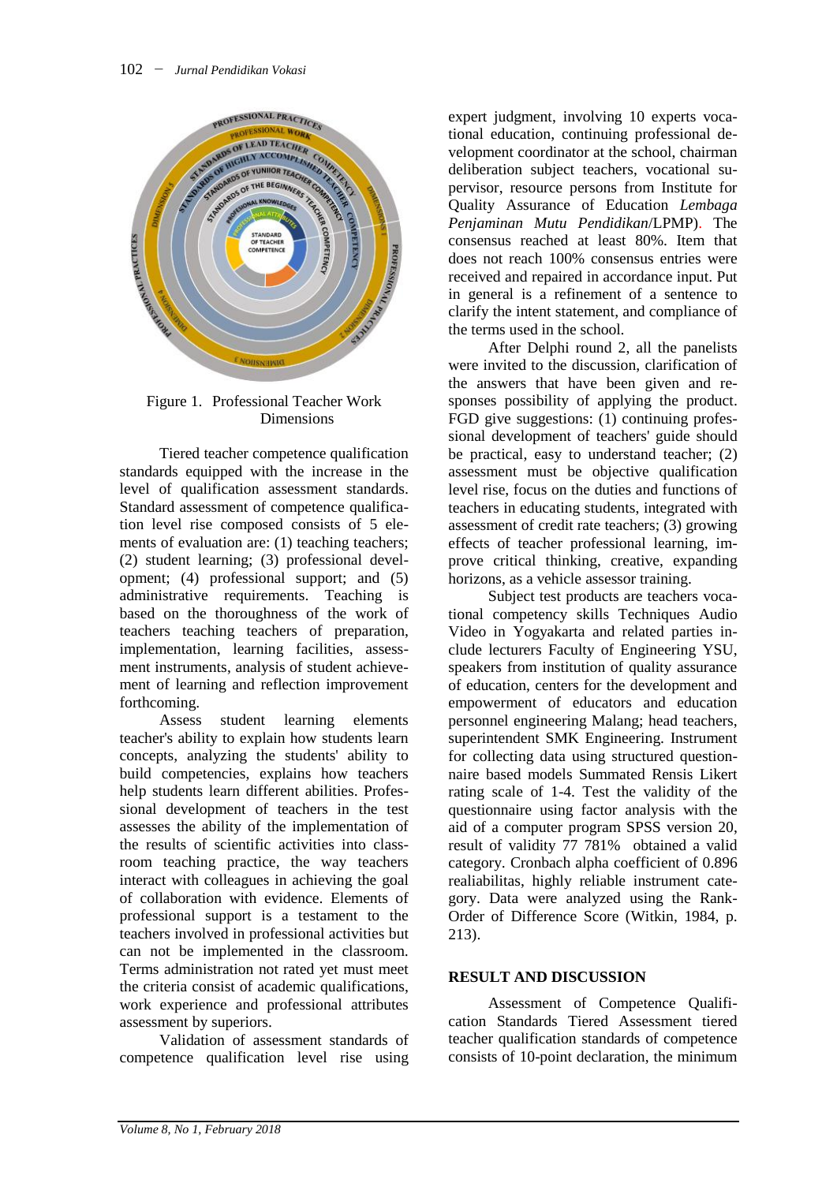Figure 1. Professional Teacher Work Dimensions

Tiered teacher competence qualification standards equipped with the increase in the level of qualification assessment standards. Standard assessment of competence qualification level rise composed consists of 5 elements of evaluation are: (1) teaching teachers; (2) student learning; (3) professional development; (4) professional support; and (5) administrative requirements. Teaching is based on the thoroughness of the work of teachers teaching teachers of preparation, implementation, learning facilities, assessment instruments, analysis of student achievement of learning and reflection improvement forthcoming.

Assess student learning elements teacher's ability to explain how students learn concepts, analyzing the students' ability to build competencies, explains how teachers help students learn different abilities. Professional development of teachers in the test assesses the ability of the implementation of the results of scientific activities into classroom teaching practice, the way teachers interact with colleagues in achieving the goal of collaboration with evidence. Elements of professional support is a testament to the teachers involved in professional activities but can not be implemented in the classroom. Terms administration not rated yet must meet the criteria consist of academic qualifications, work experience and professional attributes assessment by superiors.

Validation of assessment standards of competence qualification level rise using expert judgment, involving 10 experts vocational education, continuing professional development coordinator at the school, chairman deliberation subject teachers, vocational supervisor, resource persons from Institute for Quality Assurance of Education *Lembaga Penjaminan Mutu Pendidikan*/LPMP). The consensus reached at least 80%. Item that does not reach 100% consensus entries were received and repaired in accordance input. Put in general is a refinement of a sentence to clarify the intent statement, and compliance of the terms used in the school.

After Delphi round 2, all the panelists were invited to the discussion, clarification of the answers that have been given and responses possibility of applying the product. FGD give suggestions: (1) continuing professional development of teachers' guide should be practical, easy to understand teacher; (2) assessment must be objective qualification level rise, focus on the duties and functions of teachers in educating students, integrated with assessment of credit rate teachers; (3) growing effects of teacher professional learning, improve critical thinking, creative, expanding horizons, as a vehicle assessor training.

Subject test products are teachers vocational competency skills Techniques Audio Video in Yogyakarta and related parties include lecturers Faculty of Engineering YSU, speakers from institution of quality assurance of education, centers for the development and empowerment of educators and education personnel engineering Malang; head teachers, superintendent SMK Engineering. Instrument for collecting data using structured questionnaire based models Summated Rensis Likert rating scale of 1-4. Test the validity of the questionnaire using factor analysis with the aid of a computer program SPSS version 20, result of validity 77 781% obtained a valid category. Cronbach alpha coefficient of 0.896 realiabilitas, highly reliable instrument category. Data were analyzed using the Rank-Order of Difference Score (Witkin, 1984, p. 213).

## RESULT AND DISCUSSION

Assessment of Competence Qualification Standards Tiered Assessment tiered teacher qualification standards of competence consists of 10-point declaration, the minimum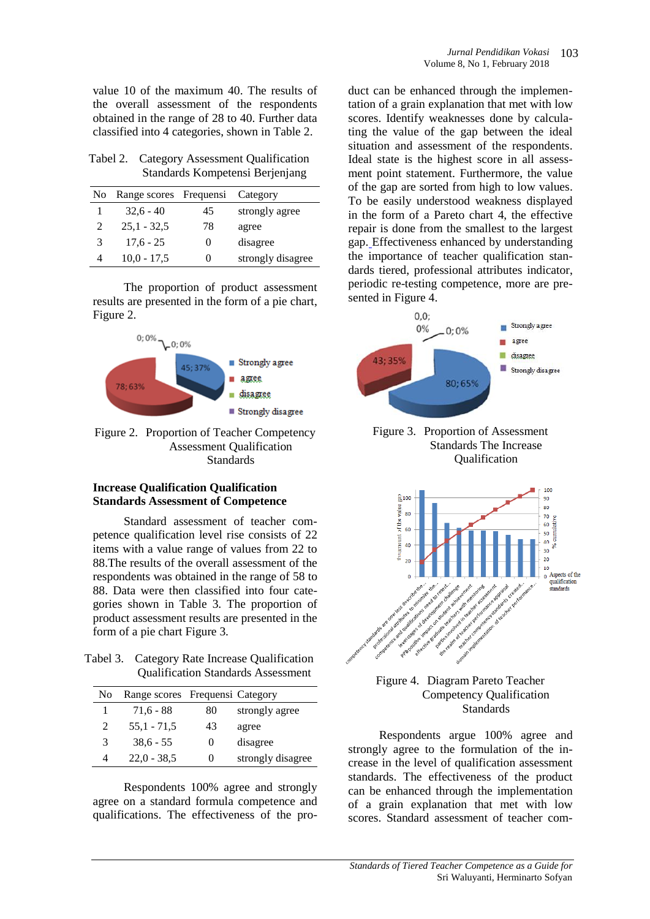value 10 of the maximum 40. The results of the overall assessment of the respondents obtained in the range of 28 to 40. Further data classified into 4 categories, shown in Table 2.

Tabel 2. Category Assessment Qualification Standards Kompetensi Berjenjang

| No | Range scores | Frequensi | Category |
|---|---|---|---|
| 1 | 32,6 - 40 | 45 | strongly agree |
| 2 | 25,1 - 32,5 | 78 | agree |
| 3 | 17,6 - 25 | 0 | disagree |
| 4 | 10,0 - 17,5 | 0 | strongly disagree |

The proportion of product assessment results are presented in the form of a pie chart, Figure 2.

Figure 2. Proportion of Teacher Competency Assessment Qualification Standards

**Increase Qualification Qualification Standards Assessment of Competence**

Standard assessment of teacher competence qualification level rise consists of 22 items with a value range of values from 22 to 88.The results of the overall assessment of the respondents was obtained in the range of 58 to 88. Data were then classified into four categories shown in Table 3. The proportion of product assessment results are presented in the form of a pie chart Figure 3.

Tabel 3. Category Rate Increase Qualification Qualification Standards Assessment

| No | Range scores | Frequensi | Category |
|---|---|---|---|
| 1 | 71,6 - 88 | 80 | strongly agree |
| 2 | 55,1 - 71,5 | 43 | agree |
| 3 | 38,6 - 55 | 0 | disagree |
| 4 | 22,0 - 38,5 | 0 | strongly disagree |

Respondents 100% agree and strongly agree on a standard formula competence and qualifications. The effectiveness of the product can be enhanced through the implementation of a grain explanation that met with low scores. Identify weaknesses done by calculating the value of the gap between the ideal situation and assessment of the respondents. Ideal state is the highest score in all assessment point statement. Furthermore, the value of the gap are sorted from high to low values. To be easily understood weakness displayed in the form of a Pareto chart 4, the effective repair is done from the smallest to the largest gap. Effectiveness enhanced by understanding the importance of teacher qualification standards tiered, professional attributes indicator, periodic re-testing competence, more are presented in Figure 4.

Figure 3. Proportion of Assessment Standards The Increase Qualification

Figure 4. Diagram Pareto Teacher Competency Qualification Standards

Respondents argue 100% agree and strongly agree to the formulation of the increase in the level of qualification assessment standards. The effectiveness of the product can be enhanced through the implementation of a grain explanation that met with low scores. Standard assessment of teacher com-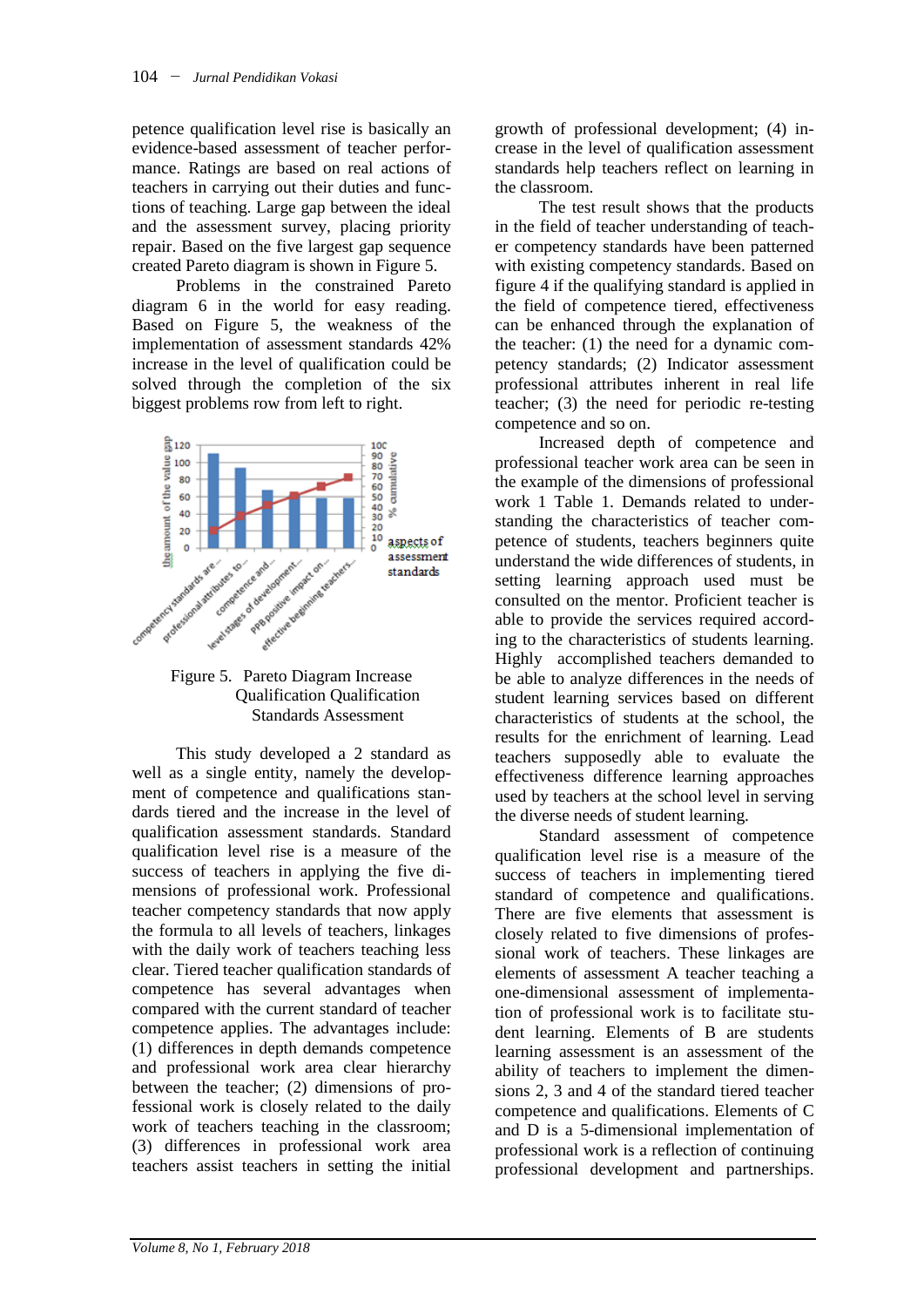petence qualification level rise is basically an evidence-based assessment of teacher performance. Ratings are based on real actions of teachers in carrying out their duties and functions of teaching. Large gap between the ideal and the assessment survey, placing priority repair. Based on the five largest gap sequence created Pareto diagram is shown in Figure 5.

Problems in the constrained Pareto diagram 6 in the world for easy reading. Based on Figure 5, the weakness of the implementation of assessment standards 42% increase in the level of qualification could be solved through the completion of the six biggest problems row from left to right.

Figure 5. Pareto Diagram Increase Qualification Qualification Standards Assessment

This study developed a 2 standard as well as a single entity, namely the development of competence and qualifications standards tiered and the increase in the level of qualification assessment standards. Standard qualification level rise is a measure of the success of teachers in applying the five dimensions of professional work. Professional teacher competency standards that now apply the formula to all levels of teachers, linkages with the daily work of teachers teaching less clear. Tiered teacher qualification standards of competence has several advantages when compared with the current standard of teacher competence applies. The advantages include: (1) differences in depth demands competence and professional work area clear hierarchy between the teacher; (2) dimensions of professional work is closely related to the daily work of teachers teaching in the classroom; (3) differences in professional work area teachers assist teachers in setting the initial growth of professional development; (4) increase in the level of qualification assessment standards help teachers reflect on learning in the classroom.

The test result shows that the products in the field of teacher understanding of teacher competency standards have been patterned with existing competency standards. Based on figure 4 if the qualifying standard is applied in the field of competence tiered, effectiveness can be enhanced through the explanation of the teacher: (1) the need for a dynamic competency standards; (2) Indicator assessment professional attributes inherent in real life teacher; (3) the need for periodic re-testing competence and so on.

Increased depth of competence and professional teacher work area can be seen in the example of the dimensions of professional work 1 Table 1. Demands related to understanding the characteristics of teacher competence of students, teachers beginners quite understand the wide differences of students, in setting learning approach used must be consulted on the mentor. Proficient teacher is able to provide the services required according to the characteristics of students learning. Highly accomplished teachers demanded to be able to analyze differences in the needs of student learning services based on different characteristics of students at the school, the results for the enrichment of learning. Lead teachers supposedly able to evaluate the effectiveness difference learning approaches used by teachers at the school level in serving the diverse needs of student learning.

Standard assessment of competence qualification level rise is a measure of the success of teachers in implementing tiered standard of competence and qualifications. There are five elements that assessment is closely related to five dimensions of professional work of teachers. These linkages are elements of assessment A teacher teaching a one-dimensional assessment of implementation of professional work is to facilitate student learning. Elements of B are students learning assessment is an assessment of the ability of teachers to implement the dimensions 2, 3 and 4 of the standard tiered teacher competence and qualifications. Elements of C and D is a 5-dimensional implementation of professional work is a reflection of continuing professional development and partnerships.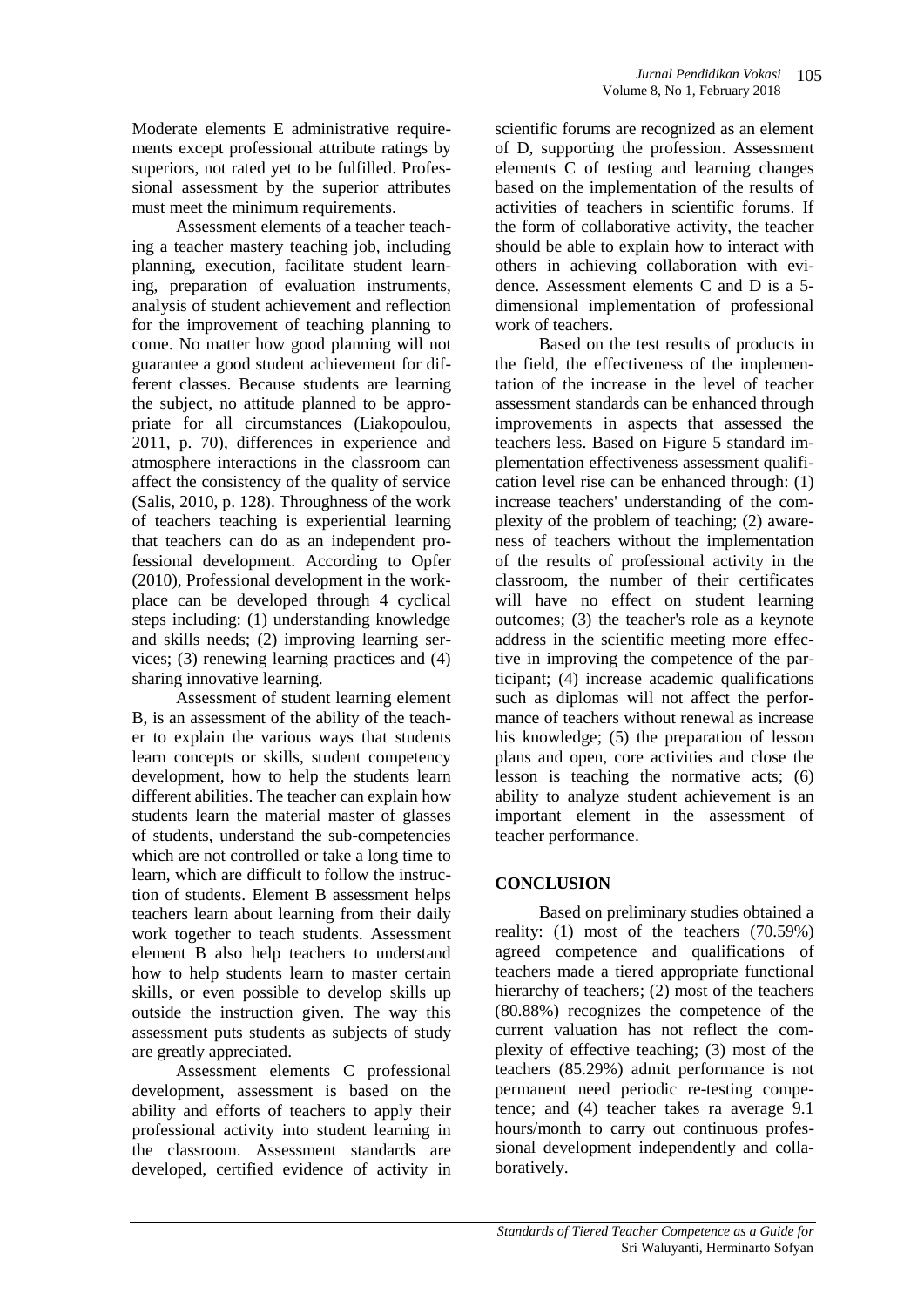Moderate elements E administrative requirements except professional attribute ratings by superiors, not rated yet to be fulfilled. Professional assessment by the superior attributes must meet the minimum requirements.

Assessment elements of a teacher teaching a teacher mastery teaching job, including planning, execution, facilitate student learning, preparation of evaluation instruments, analysis of student achievement and reflection for the improvement of teaching planning to come. No matter how good planning will not guarantee a good student achievement for different classes. Because students are learning the subject, no attitude planned to be appropriate for all circumstances (Liakopoulou, 2011, p. 70), differences in experience and atmosphere interactions in the classroom can affect the consistency of the quality of service (Salis, 2010, p. 128). Throughness of the work of teachers teaching is experiential learning that teachers can do as an independent professional development. According to Opfer (2010), Professional development in the workplace can be developed through 4 cyclical steps including: (1) understanding knowledge and skills needs; (2) improving learning services; (3) renewing learning practices and (4) sharing innovative learning.

Assessment of student learning element B, is an assessment of the ability of the teacher to explain the various ways that students learn concepts or skills, student competency development, how to help the students learn different abilities. The teacher can explain how students learn the material master of glasses of students, understand the sub-competencies which are not controlled or take a long time to learn, which are difficult to follow the instruction of students. Element B assessment helps teachers learn about learning from their daily work together to teach students. Assessment element B also help teachers to understand how to help students learn to master certain skills, or even possible to develop skills up outside the instruction given. The way this assessment puts students as subjects of study are greatly appreciated.

Assessment elements C professional development, assessment is based on the ability and efforts of teachers to apply their professional activity into student learning in the classroom. Assessment standards are developed, certified evidence of activity in scientific forums are recognized as an element of D, supporting the profession. Assessment elements C of testing and learning changes based on the implementation of the results of activities of teachers in scientific forums. If the form of collaborative activity, the teacher should be able to explain how to interact with others in achieving collaboration with evidence. Assessment elements C and D is a 5-dimensional implementation of professional work of teachers.

Based on the test results of products in the field, the effectiveness of the implementation of the increase in the level of teacher assessment standards can be enhanced through improvements in aspects that assessed the teachers less. Based on Figure 5 standard implementation effectiveness assessment qualification level rise can be enhanced through: (1) increase teachers' understanding of the complexity of the problem of teaching; (2) awareness of teachers without the implementation of the results of professional activity in the classroom, the number of their certificates will have no effect on student learning outcomes; (3) the teacher's role as a keynote address in the scientific meeting more effective in improving the competence of the participant; (4) increase academic qualifications such as diplomas will not affect the performance of teachers without renewal as increase his knowledge; (5) the preparation of lesson plans and open, core activities and close the lesson is teaching the normative acts; (6) ability to analyze student achievement is an important element in the assessment of teacher performance.

## CONCLUSION

Based on preliminary studies obtained a reality: (1) most of the teachers (70.59%) agreed competence and qualifications of teachers made a tiered appropriate functional hierarchy of teachers; (2) most of the teachers (80.88%) recognizes the competence of the current valuation has not reflect the complexity of effective teaching; (3) most of the teachers (85.29%) admit performance is not permanent need periodic re-testing competence; and (4) teacher takes ra average 9.1 hours/month to carry out continuous professional development independently and collaboratively.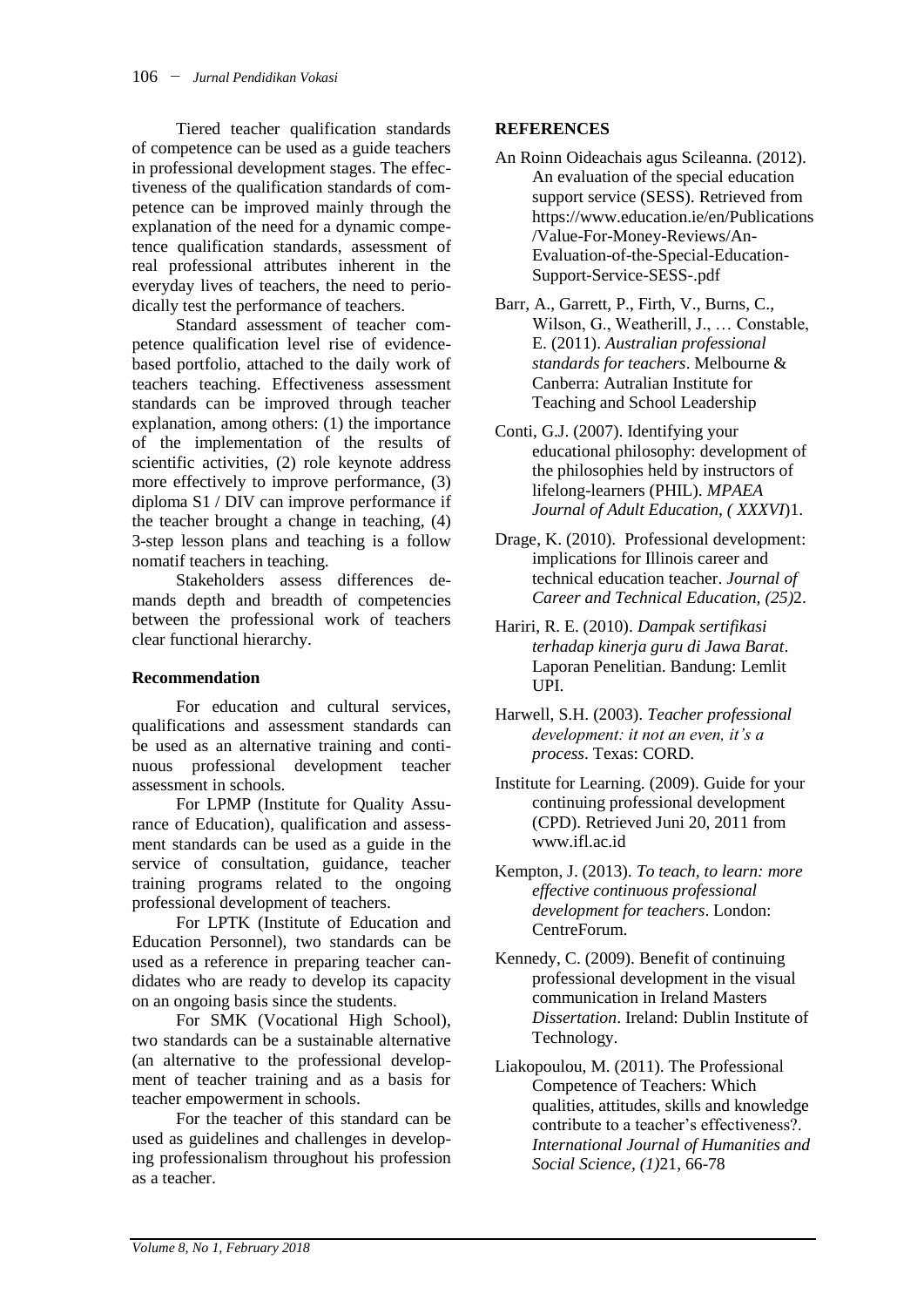Tiered teacher qualification standards of competence can be used as a guide teachers in professional development stages. The effectiveness of the qualification standards of competence can be improved mainly through the explanation of the need for a dynamic competence qualification standards, assessment of real professional attributes inherent in the everyday lives of teachers, the need to periodically test the performance of teachers.

Standard assessment of teacher competence qualification level rise of evidence-based portfolio, attached to the daily work of teachers teaching. Effectiveness assessment standards can be improved through teacher explanation, among others: (1) the importance of the implementation of the results of scientific activities, (2) role keynote address more effectively to improve performance, (3) diploma S1 / DIV can improve performance if the teacher brought a change in teaching, (4) 3-step lesson plans and teaching is a follow nomatif teachers in teaching.

Stakeholders assess differences demands depth and breadth of competencies between the professional work of teachers clear functional hierarchy.

**Recommendation**

For education and cultural services, qualifications and assessment standards can be used as an alternative training and continuous professional development teacher assessment in schools.

For LPMP (Institute for Quality Assurance of Education), qualification and assessment standards can be used as a guide in the service of consultation, guidance, teacher training programs related to the ongoing professional development of teachers.

For LPTK (Institute of Education and Education Personnel), two standards can be used as a reference in preparing teacher candidates who are ready to develop its capacity on an ongoing basis since the students.

For SMK (Vocational High School), two standards can be a sustainable alternative (an alternative to the professional development of teacher training and as a basis for teacher empowerment in schools.

For the teacher of this standard can be used as guidelines and challenges in developing professionalism throughout his profession as a teacher.

**REFERENCES**

An Roinn Oideachais agus Scileanna. (2012). An evaluation of the special education support service (SESS). Retrieved from https://www.education.ie/en/Publications/Value-For-Money-Reviews/An-Evaluation-of-the-Special-Education-Support-Service-SESS-.pdf

Barr, A., Garrett, P., Firth, V., Burns, C., Wilson, G., Weatherill, J., … Constable, E. (2011). *Australian professional standards for teachers*. Melbourne & Canberra: Autralian Institute for Teaching and School Leadership

Conti, G.J. (2007). Identifying your educational philosophy: development of the philosophies held by instructors of lifelong-learners (PHIL). *MPAEA Journal of Adult Education, ( XXXVI*)1.

Drage, K. (2010). Professional development: implications for Illinois career and technical education teacher. *Journal of Career and Technical Education, (25)*2.

Hariri, R. E. (2010). *Dampak sertifikasi terhadap kinerja guru di Jawa Barat*. Laporan Penelitian. Bandung: Lemlit UPI.

Harwell, S.H. (2003). *Teacher professional development: it not an even, it's a process*. Texas: CORD.

Institute for Learning. (2009). Guide for your continuing professional development (CPD). Retrieved Juni 20, 2011 from www.ifl.ac.id

Kempton, J. (2013). *To teach, to learn: more effective continuous professional development for teachers*. London: CentreForum.

Kennedy, C. (2009). Benefit of continuing professional development in the visual communication in Ireland Masters *Dissertation*. Ireland: Dublin Institute of Technology.

Liakopoulou, M. (2011). The Professional Competence of Teachers: Which qualities, attitudes, skills and knowledge contribute to a teacher's effectiveness?. *International Journal of Humanities and Social Science, (1)*21, 66-78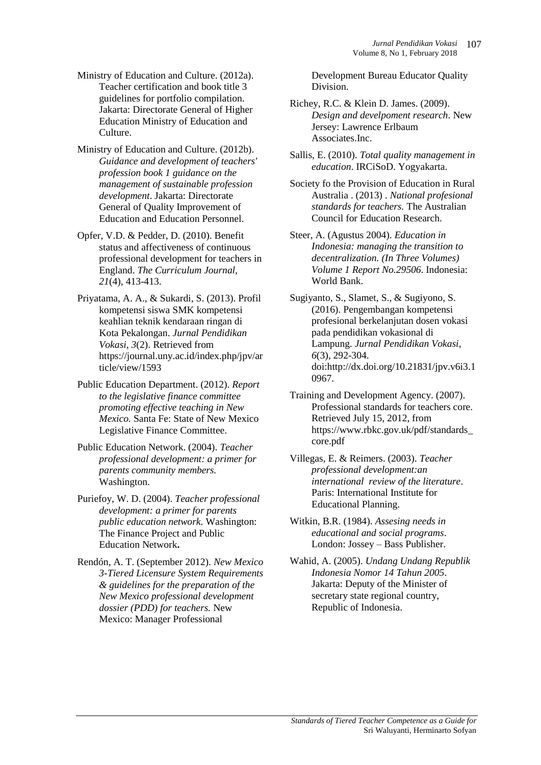Ministry of Education and Culture. (2012a). Teacher certification and book title 3 guidelines for portfolio compilation. Jakarta: Directorate General of Higher Education Ministry of Education and Culture.

Ministry of Education and Culture. (2012b). *Guidance and development of teachers' profession book 1 guidance on the management of sustainable profession development*. Jakarta: Directorate General of Quality Improvement of Education and Education Personnel.

Opfer, V.D. & Pedder, D. (2010). Benefit status and affectiveness of continuous professional development for teachers in England. *The Curriculum Journal, 21*(4), 413-413.

Priyatama, A. A., & Sukardi, S. (2013). Profil kompetensi siswa SMK kompetensi keahlian teknik kendaraan ringan di Kota Pekalongan. *Jurnal Pendidikan Vokasi, 3*(2). Retrieved from https://journal.uny.ac.id/index.php/jpv/article/view/1593

Public Education Department. (2012). *Report to the legislative finance committee promoting effective teaching in New Mexico.* Santa Fe: State of New Mexico Legislative Finance Committee.

Public Education Network. (2004). *Teacher professional development: a primer for parents community members.* Washington.

Puriefoy, W. D. (2004). *Teacher professional development: a primer for parents public education network.* Washington: The Finance Project and Public Education Network**.**

Rendón, A. T. (September 2012). *New Mexico 3-Tiered Licensure System Requirements & guidelines for the preparation of the New Mexico professional development dossier (PDD) for teachers.* New Mexico: Manager Professional Development Bureau Educator Quality Division.

Richey, R.C. & Klein D. James. (2009). *Design and develpoment research*. New Jersey: Lawrence Erlbaum Associates.Inc.

Sallis, E. (2010). *Total quality management in education*. IRCiSoD. Yogyakarta.

Society fo the Provision of Education in Rural Australia . (2013) . *National profesional standards for teachers.* The Australian Council for Education Research.

Steer, A. (Agustus 2004). *Education in Indonesia: managing the transition to decentralization. (In Three Volumes) Volume 1 Report No.29506*. Indonesia: World Bank.

Sugiyanto, S., Slamet, S., & Sugiyono, S. (2016). Pengembangan kompetensi profesional berkelanjutan dosen vokasi pada pendidikan vokasional di Lampung. *Jurnal Pendidikan Vokasi, 6*(3), 292-304. doi:http://dx.doi.org/10.21831/jpv.v6i3.10967.

Training and Development Agency. (2007). Professional standards for teachers core. Retrieved July 15, 2012, from https://www.rbkc.gov.uk/pdf/standards_core.pdf

Villegas, E. & Reimers. (2003). *Teacher professional development:an international review of the literature*. Paris: International Institute for Educational Planning.

Witkin, B.R. (1984). *Assesing needs in educational and social programs*. London: Jossey – Bass Publisher.

Wahid, A. (2005). *Undang Undang Republik Indonesia Nomor 14 Tahun 2005*. Jakarta: Deputy of the Minister of secretary state regional country, Republic of Indonesia.